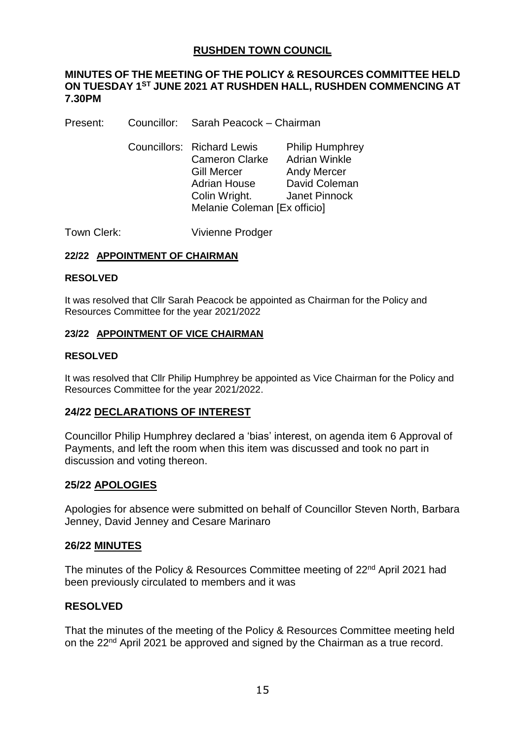# RUSHDEN TOWN COUNCIL

## MINUTES OF THE MEETING OF THE POLICY & RESOURCES COMMITTEE HELD ON TUESDAY 1ST JUNE 2021 AT RUSHDEN HALL, RUSHDEN COMMENCING AT 7.30PM

Present: Councillor: Sarah Peacock – Chairman

Councillors: Richard Lewis, Philip Humphrey, Cameron Clarke, Adrian Winkle, Gill Mercer, Andy Mercer, Adrian House, David Coleman, Colin Wright., Janet Pinnock, Melanie Coleman [Ex officio]

Town Clerk: Vivienne Prodger

### 22/22 APPOINTMENT OF CHAIRMAN

**RESOLVED**

It was resolved that Cllr Sarah Peacock be appointed as Chairman for the Policy and Resources Committee for the year 2021/2022

### 23/22 APPOINTMENT OF VICE CHAIRMAN

**RESOLVED**

It was resolved that Cllr Philip Humphrey be appointed as Vice Chairman for the Policy and Resources Committee for the year 2021/2022.

### 24/22 DECLARATIONS OF INTEREST

Councillor Philip Humphrey declared a 'bias' interest, on agenda item 6 Approval of Payments, and left the room when this item was discussed and took no part in discussion and voting thereon.

### 25/22 APOLOGIES

Apologies for absence were submitted on behalf of Councillor Steven North, Barbara Jenney, David Jenney and Cesare Marinaro

### 26/22 MINUTES

The minutes of the Policy & Resources Committee meeting of 22nd April 2021 had been previously circulated to members and it was

**RESOLVED**

That the minutes of the meeting of the Policy & Resources Committee meeting held on the 22nd April 2021 be approved and signed by the Chairman as a true record.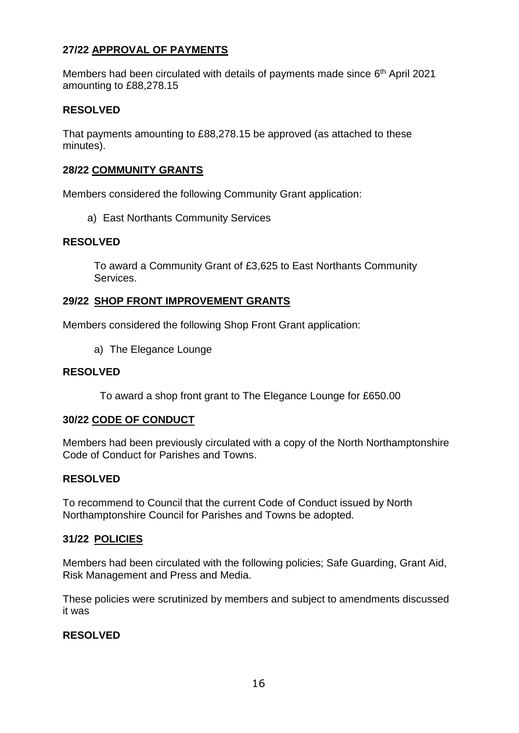### 27/22 APPROVAL OF PAYMENTS

Members had been circulated with details of payments made since 6th April 2021 amounting to £88,278.15

**RESOLVED**

That payments amounting to £88,278.15 be approved (as attached to these minutes).

### 28/22 COMMUNITY GRANTS

Members considered the following Community Grant application:

a) East Northants Community Services

**RESOLVED**

To award a Community Grant of £3,625 to East Northants Community Services.

### 29/22 SHOP FRONT IMPROVEMENT GRANTS

Members considered the following Shop Front Grant application:

a) The Elegance Lounge

**RESOLVED**

To award a shop front grant to The Elegance Lounge for £650.00

### 30/22 CODE OF CONDUCT

Members had been previously circulated with a copy of the North Northamptonshire Code of Conduct for Parishes and Towns.

**RESOLVED**

To recommend to Council that the current Code of Conduct issued by North Northamptonshire Council for Parishes and Towns be adopted.

### 31/22 POLICIES

Members had been circulated with the following policies; Safe Guarding, Grant Aid, Risk Management and Press and Media.

These policies were scrutinized by members and subject to amendments discussed it was

**RESOLVED**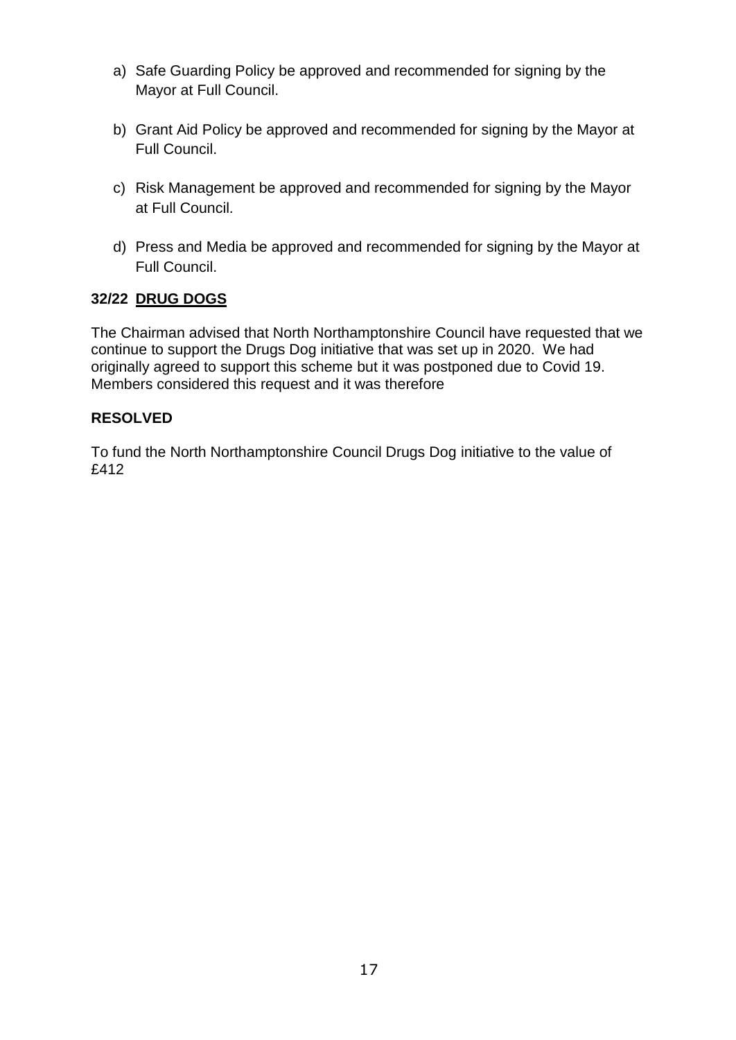a) Safe Guarding Policy be approved and recommended for signing by the Mayor at Full Council.

b) Grant Aid Policy be approved and recommended for signing by the Mayor at Full Council.

c) Risk Management be approved and recommended for signing by the Mayor at Full Council.

d) Press and Media be approved and recommended for signing by the Mayor at Full Council.

**32/22 DRUG DOGS**

The Chairman advised that North Northamptonshire Council have requested that we continue to support the Drugs Dog initiative that was set up in 2020. We had originally agreed to support this scheme but it was postponed due to Covid 19. Members considered this request and it was therefore

**RESOLVED**

To fund the North Northamptonshire Council Drugs Dog initiative to the value of £412